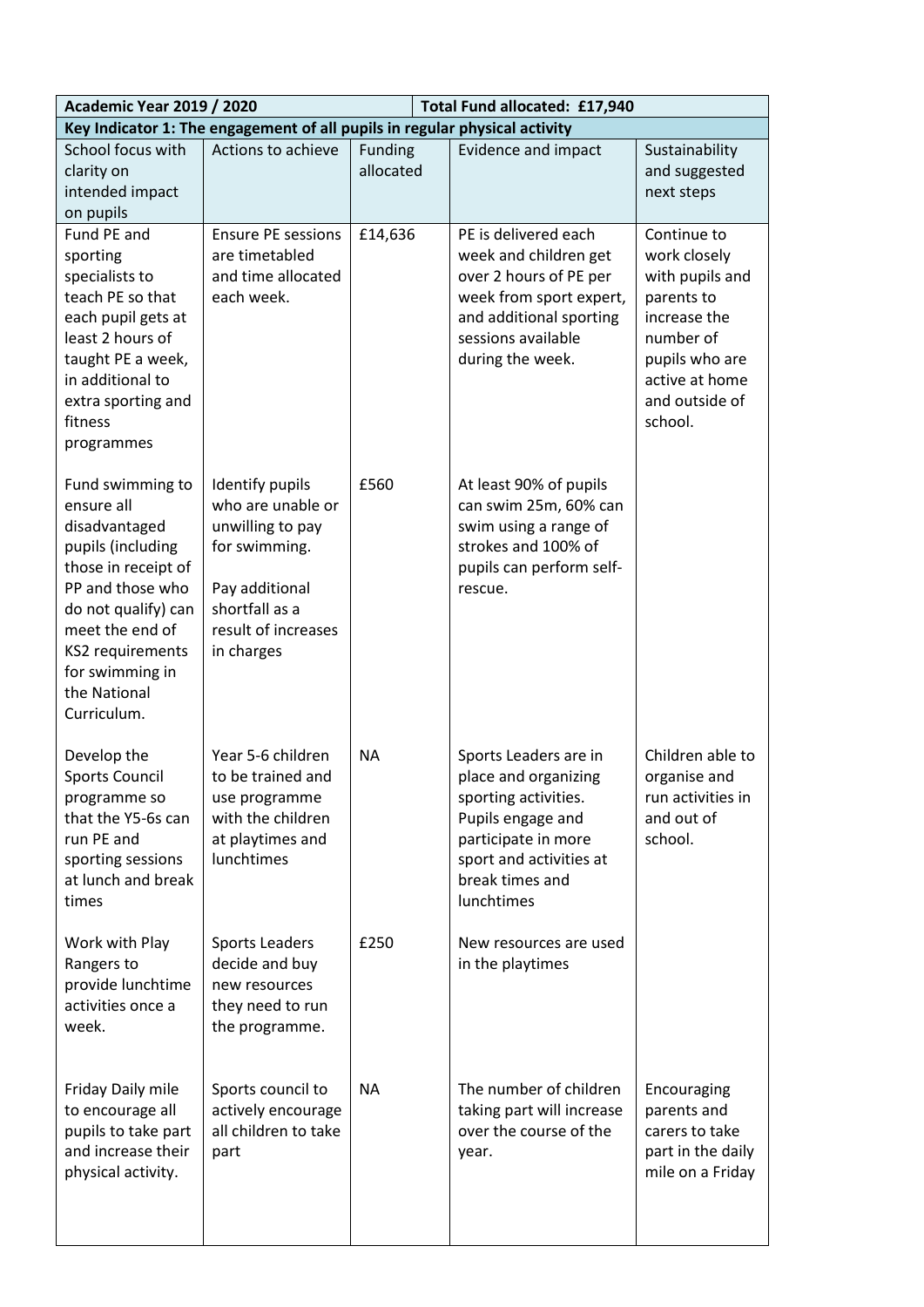| Academic Year 2019 / 2020 | | | Total Fund allocated: £17,940 | |
|---|---|---|---|---|
| **Key Indicator 1: The engagement of all pupils in regular physical activity** | | | | |
| School focus with clarity on intended impact on pupils | Actions to achieve | Funding allocated | Evidence and impact | Sustainability and suggested next steps |
| Fund PE and sporting specialists to teach PE so that each pupil gets at least 2 hours of taught PE a week, in additional to extra sporting and fitness programmes | Ensure PE sessions are timetabled and time allocated each week. | £14,636 | PE is delivered each week and children get over 2 hours of PE per week from sport expert, and additional sporting sessions available during the week. | Continue to work closely with pupils and parents to increase the number of pupils who are active at home and outside of school. |
| Fund swimming to ensure all disadvantaged pupils (including those in receipt of PP and those who do not qualify) can meet the end of KS2 requirements for swimming in the National Curriculum. | Identify pupils who are unable or unwilling to pay for swimming.<br><br>Pay additional shortfall as a result of increases in charges | £560 | At least 90% of pupils can swim 25m, 60% can swim using a range of strokes and 100% of pupils can perform self-rescue. | |
| Develop the Sports Council programme so that the Y5-6s can run PE and sporting sessions at lunch and break times | Year 5-6 children to be trained and use programme with the children at playtimes and lunchtimes | NA | Sports Leaders are in place and organizing sporting activities. Pupils engage and participate in more sport and activities at break times and lunchtimes | Children able to organise and run activities in and out of school. |
| Work with Play Rangers to provide lunchtime activities once a week. | Sports Leaders decide and buy new resources they need to run the programme. | £250 | New resources are used in the playtimes | |
| Friday Daily mile to encourage all pupils to take part and increase their physical activity. | Sports council to actively encourage all children to take part | NA | The number of children taking part will increase over the course of the year. | Encouraging parents and carers to take part in the daily mile on a Friday |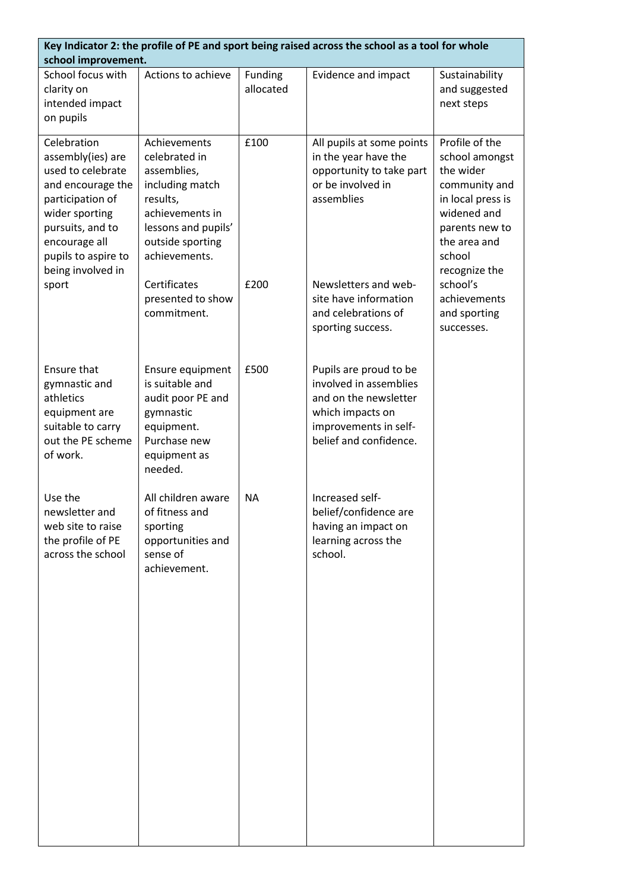| Key Indicator 2: the profile of PE and sport being raised across the school as a tool for whole school improvement. | | | | |
|---|---|---|---|---|
| School focus with clarity on intended impact on pupils | Actions to achieve | Funding allocated | Evidence and impact | Sustainability and suggested next steps |
| Celebration assembly(ies) are used to celebrate and encourage the participation of wider sporting pursuits, and to encourage all pupils to aspire to being involved in sport | Achievements celebrated in assemblies, including match results, achievements in lessons and pupils' outside sporting achievements. | £100 | All pupils at some points in the year have the opportunity to take part or be involved in assemblies | Profile of the school amongst the wider community and in local press is widened and parents new to the area and school recognize the school's achievements and sporting successes. |
| | Certificates presented to show commitment. | £200 | Newsletters and web-site have information and celebrations of sporting success. | |
| Ensure that gymnastic and athletics equipment are suitable to carry out the PE scheme of work. | Ensure equipment is suitable and audit poor PE and gymnastic equipment. Purchase new equipment as needed. | £500 | Pupils are proud to be involved in assemblies and on the newsletter which impacts on improvements in self-belief and confidence. | |
| Use the newsletter and web site to raise the profile of PE across the school | All children aware of fitness and sporting opportunities and sense of achievement. | NA | Increased self-belief/confidence are having an impact on learning across the school. | |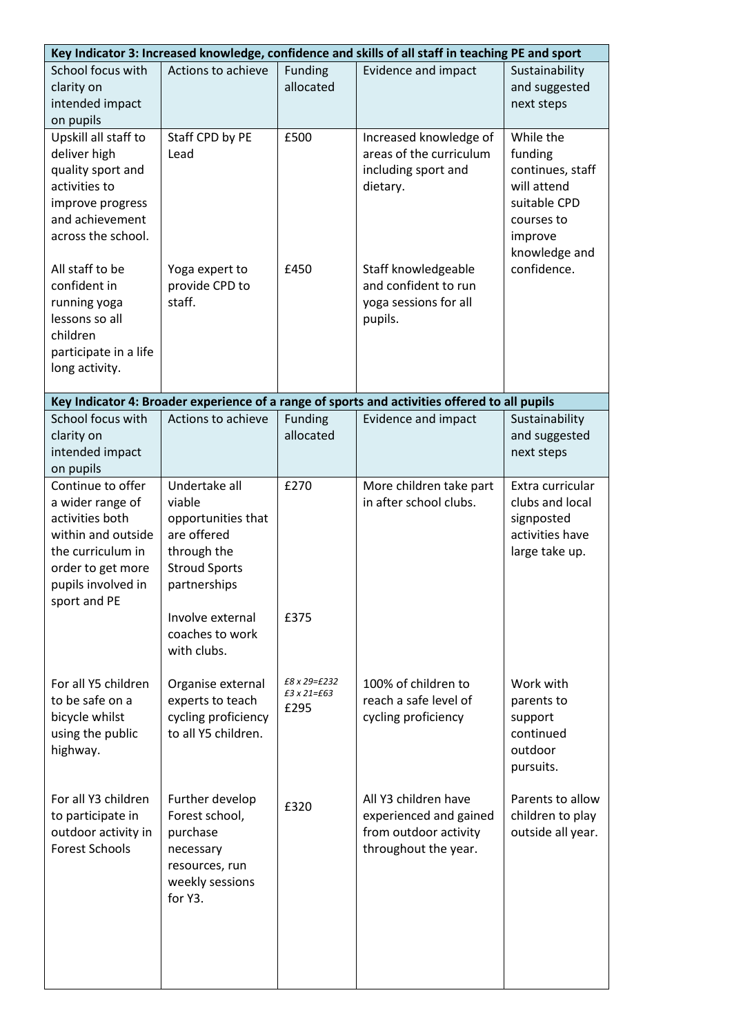| Key Indicator 3: Increased knowledge, confidence and skills of all staff in teaching PE and sport | | | | |
|---|---|---|---|---|
| School focus with clarity on intended impact on pupils | Actions to achieve | Funding allocated | Evidence and impact | Sustainability and suggested next steps |
| Upskill all staff to deliver high quality sport and activities to improve progress and achievement across the school. | Staff CPD by PE Lead | £500 | Increased knowledge of areas of the curriculum including sport and dietary. | While the funding continues, staff will attend suitable CPD courses to improve knowledge and confidence. |
| All staff to be confident in running yoga lessons so all children participate in a life long activity. | Yoga expert to provide CPD to staff. | £450 | Staff knowledgeable and confident to run yoga sessions for all pupils. | |

| Key Indicator 4: Broader experience of a range of sports and activities offered to all pupils | | | | |
|---|---|---|---|---|
| School focus with clarity on intended impact on pupils | Actions to achieve | Funding allocated | Evidence and impact | Sustainability and suggested next steps |
| Continue to offer a wider range of activities both within and outside the curriculum in order to get more pupils involved in sport and PE | Undertake all viable opportunities that are offered through the Stroud Sports partnerships<br><br>Involve external coaches to work with clubs. | £270<br><br>£375 | More children take part in after school clubs. | Extra curricular clubs and local signposted activities have large take up. |
| For all Y5 children to be safe on a bicycle whilst using the public highway. | Organise external experts to teach cycling proficiency to all Y5 children. | *£8 x 29=£232*<br>*£3 x 21=£63*<br>£295 | 100% of children to reach a safe level of cycling proficiency | Work with parents to support continued outdoor pursuits. |
| For all Y3 children to participate in outdoor activity in Forest Schools | Further develop Forest school, purchase necessary resources, run weekly sessions for Y3. | £320 | All Y3 children have experienced and gained from outdoor activity throughout the year. | Parents to allow children to play outside all year. |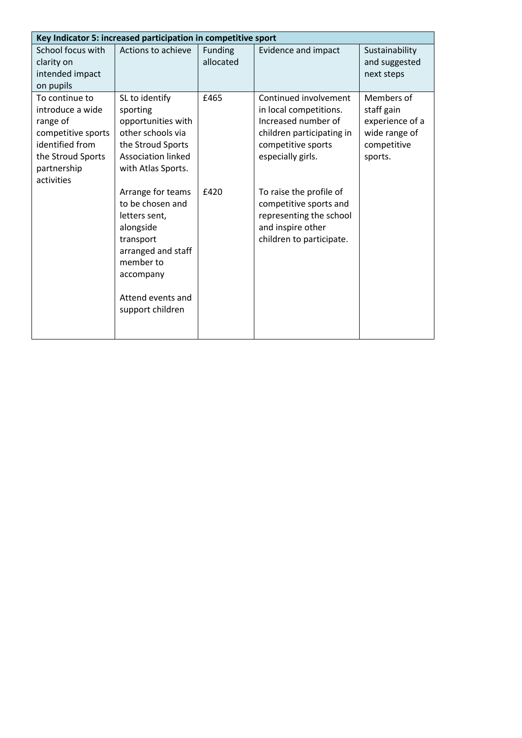| Key Indicator 5: increased participation in competitive sport | | | | |
|---|---|---|---|---|
| School focus with clarity on intended impact on pupils | Actions to achieve | Funding allocated | Evidence and impact | Sustainability and suggested next steps |
| To continue to introduce a wide range of competitive sports identified from the Stroud Sports partnership activities | SL to identify sporting opportunities with other schools via the Stroud Sports Association linked with Atlas Sports. | £465 | Continued involvement in local competitions. Increased number of children participating in competitive sports especially girls. | Members of staff gain experience of a wide range of competitive sports. |
| | Arrange for teams to be chosen and letters sent, alongside transport arranged and staff member to accompany<br><br>Attend events and support children | £420 | To raise the profile of competitive sports and representing the school and inspire other children to participate. | |